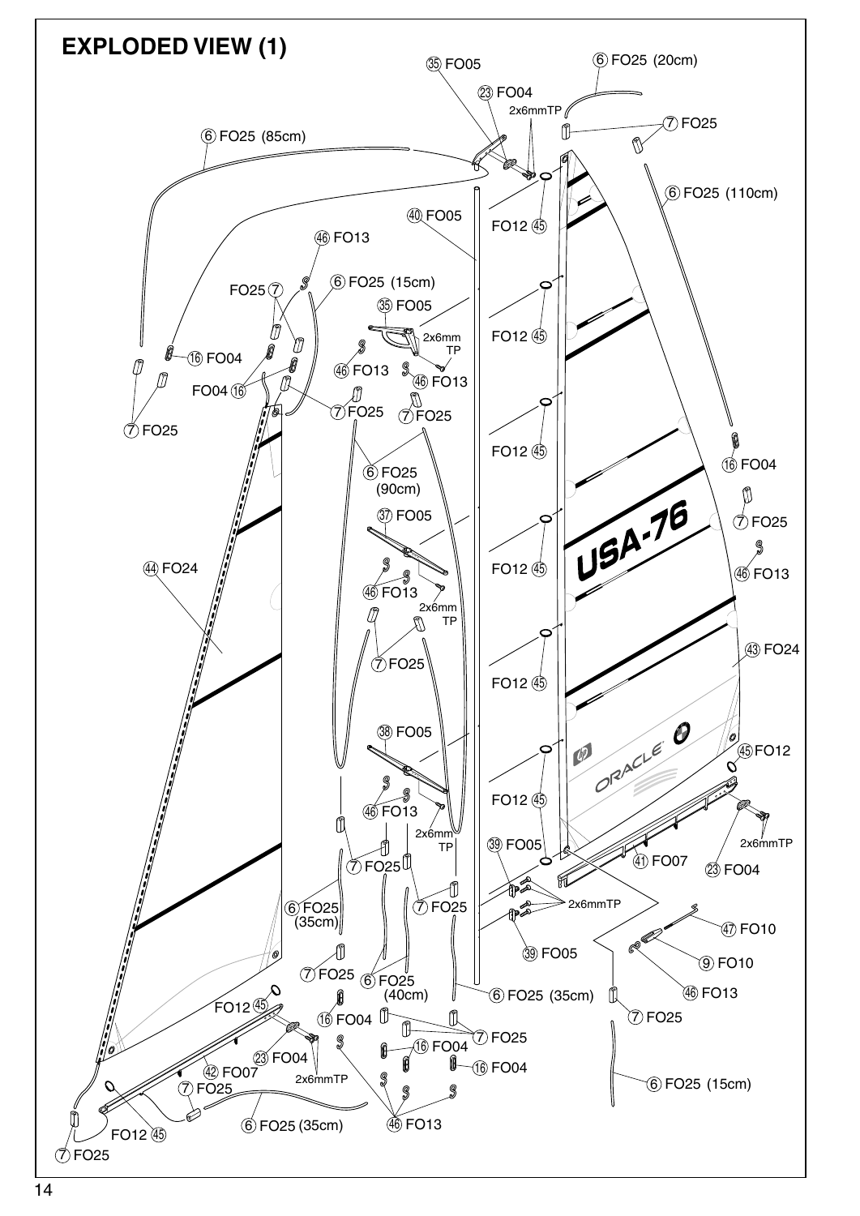# EXPLODED VIEW (1)

35 FO05
23 FO04
2x6mmTP
6 FO25 (20cm)
7 FO25
6 FO25 (85cm)
6 FO25 (110cm)
40 FO05
FO12 45
46 FO13
FO25 7
6 FO25 (15cm)
35 FO05
2x6mm TP
FO12 45
16 FO04
46 FO13
46 FO13
FO04 16
7 FO25
7 FO25
7 FO25
FO12 45
16 FO04
6 FO25 (90cm)
7 FO25
37 FO05
FO12 45
46 FO13
44 FO24
46 FO13
2x6mm TP
USA-76
7 FO25
FO12 45
43 FO24
38 FO05
45 FO12
ORACLE
FO12 45
46 FO13
2x6mm TP
2x6mmTP
39 FO05
7 FO25
41 FO07
23 FO04
6 FO25 (35cm)
7 FO25
2x6mmTP
47 FO10
39 FO05
9 FO10
7 FO25
6 FO25 (40cm)
6 FO25 (35cm)
46 FO13
FO12 45
16 FO04
7 FO25
7 FO25
23 FO04
16 FO04
16 FO04
42 FO07
2x6mmTP
6 FO25 (15cm)
7 FO25
6 FO25 (35cm)
46 FO13
FO12 45
7 FO25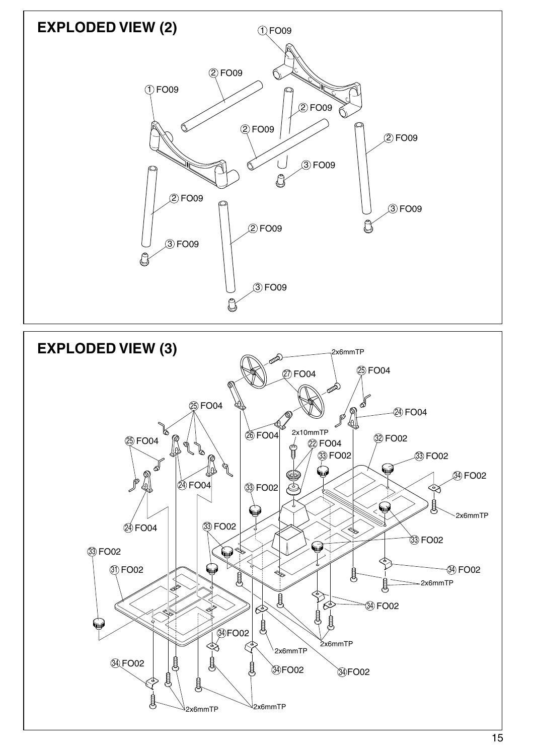## EXPLODED VIEW (2)

①FO09

②FO09

①FO09

②FO09

②FO09

②FO09

③FO09

②FO09

③FO09

②FO09

③FO09

③FO09

## EXPLODED VIEW (3)

2x6mmTP

㉗FO04

㉕FO04

㉕FO04

㉔FO04

㉖FO04

2x10mmTP

㉒FO04

㉜FO02

㉕FO04

㉝FO02

㉝FO02

㉞FO02

㉔FO04

㉝FO02

2x6mmTP

㉔FO04

㉝FO02

㉝FO02

㉝FO02

㉛FO02

㉞FO02

2x6mmTP

㉞FO02

㉞FO02

2x6mmTP

2x6mmTP

㉞FO02

㉞FO02

㉞FO02

2x6mmTP

2x6mmTP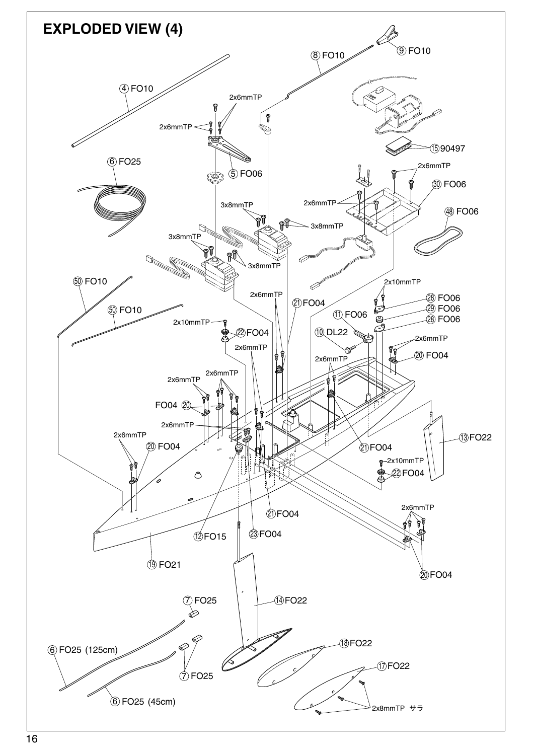# EXPLODED VIEW (4)

④ FO10

⑧ FO10

⑨ FO10

2x6mmTP

2x6mmTP

⑤ FO06

⑥ FO25

⑮ 90497

2x6mmTP

㉚ FO06

㊽ FO06

3x8mmTP

2x6mmTP

3x8mmTP

3x8mmTP

3x8mmTP

㊿ FO10

㊿ FO10

2x10mmTP

㉘ FO06

㉙ FO06

㉘ FO06

2x6mmTP

㉑ FO04

⑪ FO06

2x10mmTP

㉒ FO04

⑩ DL22

2x6mmTP

2x6mmTP

⑳ FO04

2x6mmTP

2x6mmTP

2x6mmTP

FO04 ⑳

2x6mmTP

2x6mmTP

⑳ FO04

⑬ FO22

㉑ FO04

2x10mmTP

㉒ FO04

2x6mmTP

㉑ FO04

⑫ FO15

㉓ FO04

⑲ FO21

⑳ FO04

⑦ FO25

⑭ FO22

⑥ FO25 (125cm)

⑱ FO22

⑰ FO22

⑦ FO25

⑥ FO25 (45cm)

2x8mmTP サラ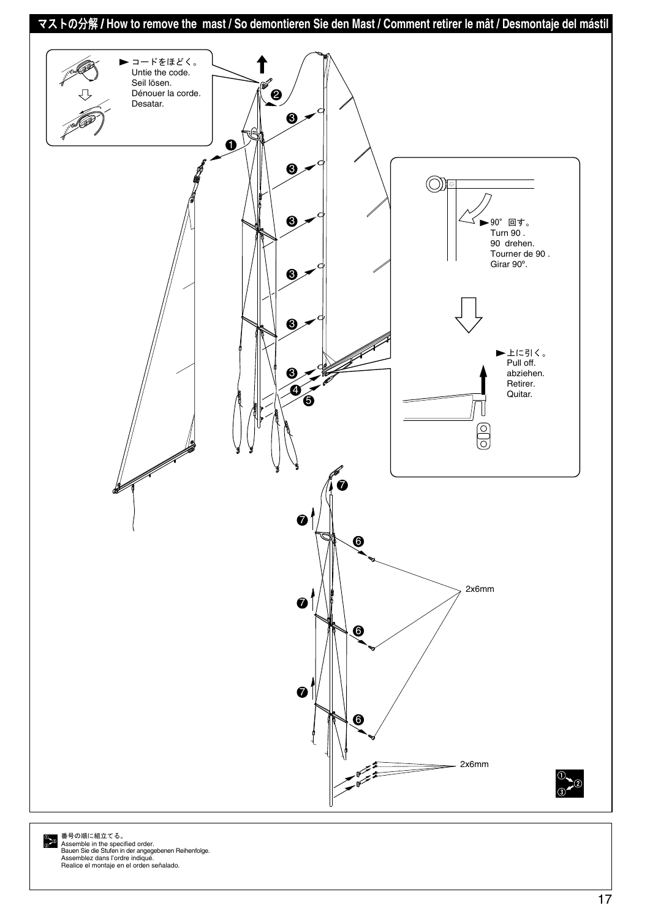# マストの分解 / How to remove the mast / So demontieren Sie den Mast / Comment retirer le mât / Desmontaje del mástil

►コードをほどく。
Untie the code.
Seil lösen.
Dénouer la corde.
Desatar.

►90°回す。
Turn 90 .
90 drehen.
Tourner de 90 .
Girar 90º.

►上に引く。
Pull off.
abziehen.
Retirer.
Quitar.

2x6mm

2x6mm

番号の順に組立てる。
Assemble in the specified order.
Bauen Sie die Stufen in der angegebenen Reihenfolge.
Assemblez dans l'ordre indiqué.
Realice el montaje en el orden señalado.